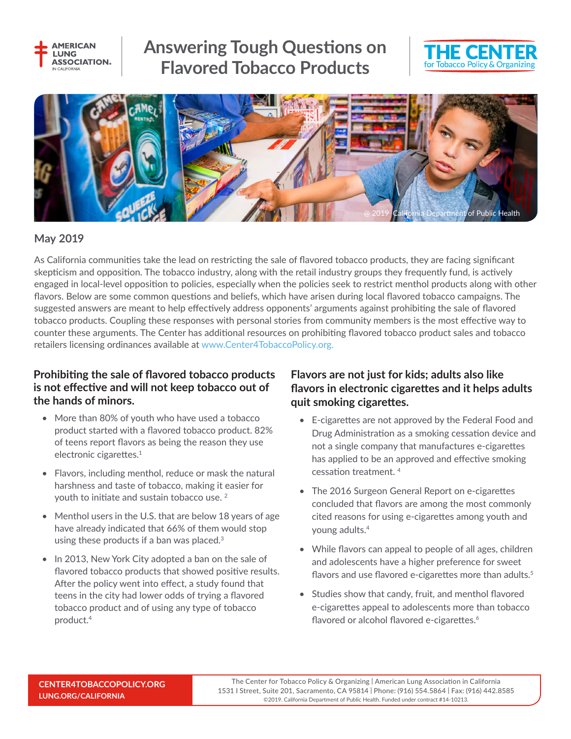# Answering Tough Questions on Flavored Tobacco Products

May 2019

As California communities take the lead on restricting the sale of flavored tobacco products, they are facing significant skepticism and opposition. The tobacco industry, along with the retail industry groups they frequently fund, is actively engaged in local-level opposition to policies, especially when the policies seek to restrict menthol products along with other flavors. Below are some common questions and beliefs, which have arisen during local flavored tobacco campaigns. The suggested answers are meant to help effectively address opponents' arguments against prohibiting the sale of flavored tobacco products. Coupling these responses with personal stories from community members is the most effective way to counter these arguments. The Center has additional resources on prohibiting flavored tobacco product sales and tobacco retailers licensing ordinances available at www.Center4TobaccoPolicy.org.

## Prohibiting the sale of flavored tobacco products is not effective and will not keep tobacco out of the hands of minors.

- More than 80% of youth who have used a tobacco product started with a flavored tobacco product. 82% of teens report flavors as being the reason they use electronic cigarettes.[1]
- Flavors, including menthol, reduce or mask the natural harshness and taste of tobacco, making it easier for youth to initiate and sustain tobacco use.[2]
- Menthol users in the U.S. that are below 18 years of age have already indicated that 66% of them would stop using these products if a ban was placed.[3]
- In 2013, New York City adopted a ban on the sale of flavored tobacco products that showed positive results. After the policy went into effect, a study found that teens in the city had lower odds of trying a flavored tobacco product and of using any type of tobacco product.[4]

## Flavors are not just for kids; adults also like flavors in electronic cigarettes and it helps adults quit smoking cigarettes.

- E-cigarettes are not approved by the Federal Food and Drug Administration as a smoking cessation device and not a single company that manufactures e-cigarettes has applied to be an approved and effective smoking cessation treatment.[4]
- The 2016 Surgeon General Report on e-cigarettes concluded that flavors are among the most commonly cited reasons for using e-cigarettes among youth and young adults.[4]
- While flavors can appeal to people of all ages, children and adolescents have a higher preference for sweet flavors and use flavored e-cigarettes more than adults.[5]
- Studies show that candy, fruit, and menthol flavored e-cigarettes appeal to adolescents more than tobacco flavored or alcohol flavored e-cigarettes.[6]

CENTER4TOBACCOPOLICY.ORG
LUNG.ORG/CALIFORNIA

The Center for Tobacco Policy & Organizing | American Lung Association in California
1531 I Street, Suite 201, Sacramento, CA 95814 | Phone: (916) 554.5864 | Fax: (916) 442.8585
©2019. California Department of Public Health. Funded under contract #14-10213.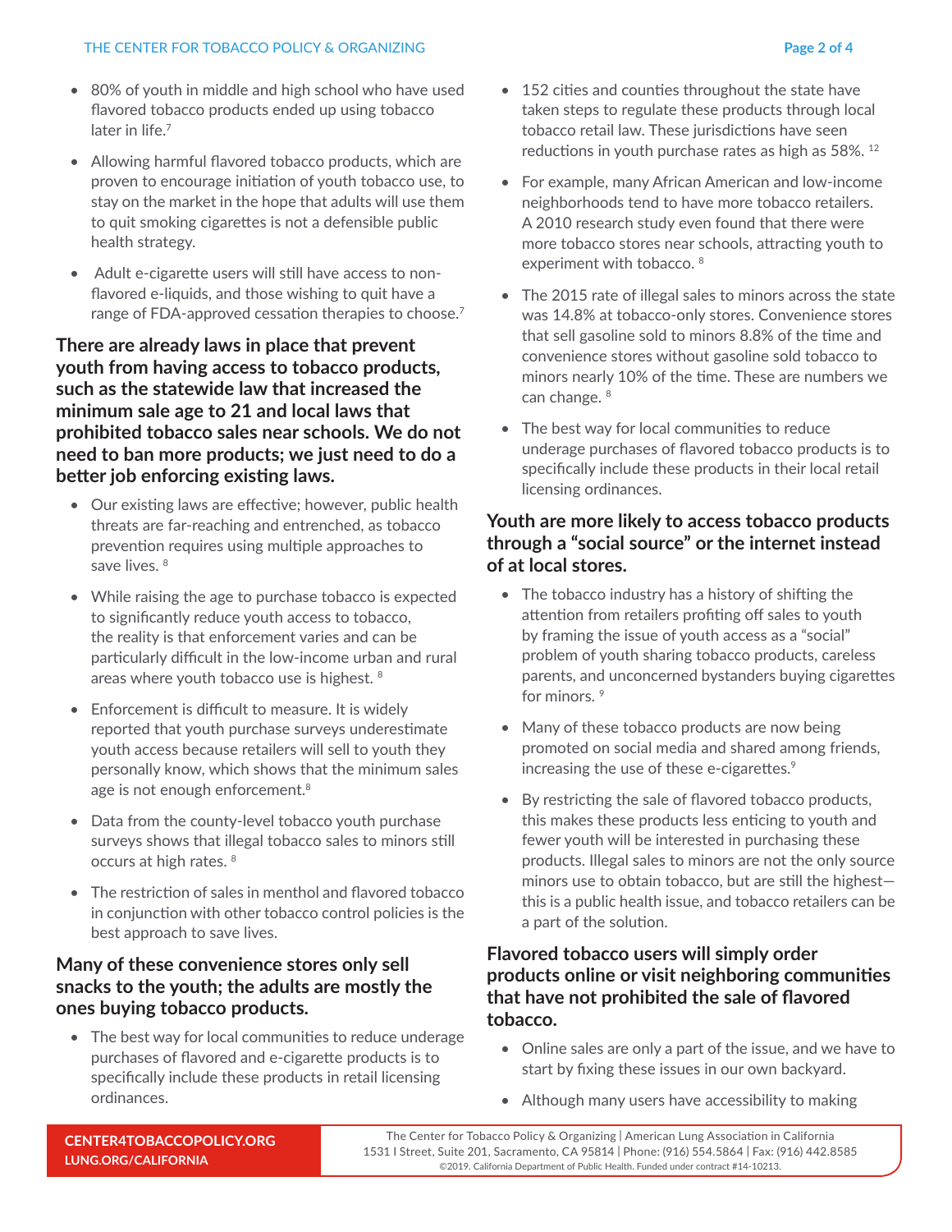- 80% of youth in middle and high school who have used flavored tobacco products ended up using tobacco later in life.[7]
- Allowing harmful flavored tobacco products, which are proven to encourage initiation of youth tobacco use, to stay on the market in the hope that adults will use them to quit smoking cigarettes is not a defensible public health strategy.
- Adult e-cigarette users will still have access to non-flavored e-liquids, and those wishing to quit have a range of FDA-approved cessation therapies to choose.[7]

## There are already laws in place that prevent youth from having access to tobacco products, such as the statewide law that increased the minimum sale age to 21 and local laws that prohibited tobacco sales near schools. We do not need to ban more products; we just need to do a better job enforcing existing laws.

- Our existing laws are effective; however, public health threats are far-reaching and entrenched, as tobacco prevention requires using multiple approaches to save lives. [8]
- While raising the age to purchase tobacco is expected to significantly reduce youth access to tobacco, the reality is that enforcement varies and can be particularly difficult in the low-income urban and rural areas where youth tobacco use is highest. [8]
- Enforcement is difficult to measure. It is widely reported that youth purchase surveys underestimate youth access because retailers will sell to youth they personally know, which shows that the minimum sales age is not enough enforcement.[8]
- Data from the county-level tobacco youth purchase surveys shows that illegal tobacco sales to minors still occurs at high rates. [8]
- The restriction of sales in menthol and flavored tobacco in conjunction with other tobacco control policies is the best approach to save lives.

## Many of these convenience stores only sell snacks to the youth; the adults are mostly the ones buying tobacco products.

- The best way for local communities to reduce underage purchases of flavored and e-cigarette products is to specifically include these products in retail licensing ordinances.
- 152 cities and counties throughout the state have taken steps to regulate these products through local tobacco retail law. These jurisdictions have seen reductions in youth purchase rates as high as 58%. [12]
- For example, many African American and low-income neighborhoods tend to have more tobacco retailers. A 2010 research study even found that there were more tobacco stores near schools, attracting youth to experiment with tobacco. [8]
- The 2015 rate of illegal sales to minors across the state was 14.8% at tobacco-only stores. Convenience stores that sell gasoline sold to minors 8.8% of the time and convenience stores without gasoline sold tobacco to minors nearly 10% of the time. These are numbers we can change. [8]
- The best way for local communities to reduce underage purchases of flavored tobacco products is to specifically include these products in their local retail licensing ordinances.

## Youth are more likely to access tobacco products through a "social source" or the internet instead of at local stores.

- The tobacco industry has a history of shifting the attention from retailers profiting off sales to youth by framing the issue of youth access as a "social" problem of youth sharing tobacco products, careless parents, and unconcerned bystanders buying cigarettes for minors. [9]
- Many of these tobacco products are now being promoted on social media and shared among friends, increasing the use of these e-cigarettes.[9]
- By restricting the sale of flavored tobacco products, this makes these products less enticing to youth and fewer youth will be interested in purchasing these products. Illegal sales to minors are not the only source minors use to obtain tobacco, but are still the highest—this is a public health issue, and tobacco retailers can be a part of the solution.

## Flavored tobacco users will simply order products online or visit neighboring communities that have not prohibited the sale of flavored tobacco.

- Online sales are only a part of the issue, and we have to start by fixing these issues in our own backyard.
- Although many users have accessibility to making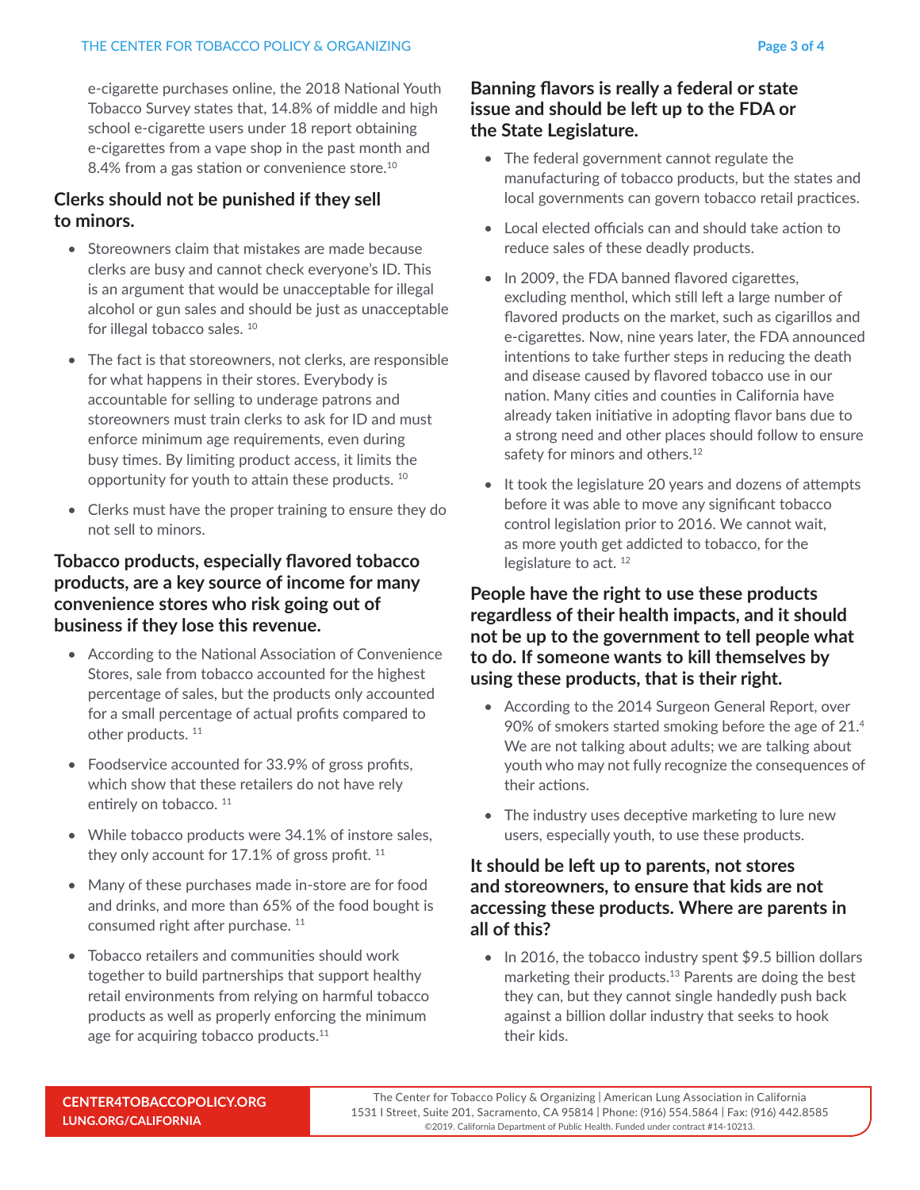e-cigarette purchases online, the 2018 National Youth Tobacco Survey states that, 14.8% of middle and high school e-cigarette users under 18 report obtaining e-cigarettes from a vape shop in the past month and 8.4% from a gas station or convenience store.[10]

### Clerks should not be punished if they sell to minors.

- Storeowners claim that mistakes are made because clerks are busy and cannot check everyone's ID. This is an argument that would be unacceptable for illegal alcohol or gun sales and should be just as unacceptable for illegal tobacco sales. [10]
- The fact is that storeowners, not clerks, are responsible for what happens in their stores. Everybody is accountable for selling to underage patrons and storeowners must train clerks to ask for ID and must enforce minimum age requirements, even during busy times. By limiting product access, it limits the opportunity for youth to attain these products. [10]
- Clerks must have the proper training to ensure they do not sell to minors.

### Tobacco products, especially flavored tobacco products, are a key source of income for many convenience stores who risk going out of business if they lose this revenue.

- According to the National Association of Convenience Stores, sale from tobacco accounted for the highest percentage of sales, but the products only accounted for a small percentage of actual profits compared to other products. [11]
- Foodservice accounted for 33.9% of gross profits, which show that these retailers do not have rely entirely on tobacco. [11]
- While tobacco products were 34.1% of instore sales, they only account for 17.1% of gross profit. [11]
- Many of these purchases made in-store are for food and drinks, and more than 65% of the food bought is consumed right after purchase. [11]
- Tobacco retailers and communities should work together to build partnerships that support healthy retail environments from relying on harmful tobacco products as well as properly enforcing the minimum age for acquiring tobacco products.[11]

### Banning flavors is really a federal or state issue and should be left up to the FDA or the State Legislature.

- The federal government cannot regulate the manufacturing of tobacco products, but the states and local governments can govern tobacco retail practices.
- Local elected officials can and should take action to reduce sales of these deadly products.
- In 2009, the FDA banned flavored cigarettes, excluding menthol, which still left a large number of flavored products on the market, such as cigarillos and e-cigarettes. Now, nine years later, the FDA announced intentions to take further steps in reducing the death and disease caused by flavored tobacco use in our nation. Many cities and counties in California have already taken initiative in adopting flavor bans due to a strong need and other places should follow to ensure safety for minors and others.[12]
- It took the legislature 20 years and dozens of attempts before it was able to move any significant tobacco control legislation prior to 2016. We cannot wait, as more youth get addicted to tobacco, for the legislature to act. [12]

### People have the right to use these products regardless of their health impacts, and it should not be up to the government to tell people what to do. If someone wants to kill themselves by using these products, that is their right.

- According to the 2014 Surgeon General Report, over 90% of smokers started smoking before the age of 21.[4] We are not talking about adults; we are talking about youth who may not fully recognize the consequences of their actions.
- The industry uses deceptive marketing to lure new users, especially youth, to use these products.

### It should be left up to parents, not stores and storeowners, to ensure that kids are not accessing these products. Where are parents in all of this?

- In 2016, the tobacco industry spent $9.5 billion dollars marketing their products.[13] Parents are doing the best they can, but they cannot single handedly push back against a billion dollar industry that seeks to hook their kids.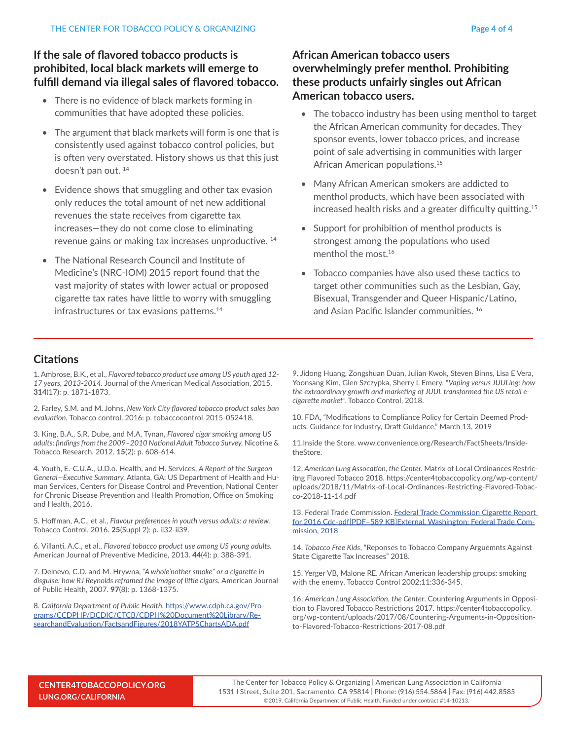### If the sale of flavored tobacco products is prohibited, local black markets will emerge to fulfill demand via illegal sales of flavored tobacco.

- There is no evidence of black markets forming in communities that have adopted these policies.
- The argument that black markets will form is one that is consistently used against tobacco control policies, but is often very overstated. History shows us that this just doesn't pan out. [14]
- Evidence shows that smuggling and other tax evasion only reduces the total amount of net new additional revenues the state receives from cigarette tax increases—they do not come close to eliminating revenue gains or making tax increases unproductive. [14]
- The National Research Council and Institute of Medicine's (NRC-IOM) 2015 report found that the vast majority of states with lower actual or proposed cigarette tax rates have little to worry with smuggling infrastructures or tax evasions patterns.[14]

### African American tobacco users overwhelmingly prefer menthol. Prohibiting these products unfairly singles out African American tobacco users.

- The tobacco industry has been using menthol to target the African American community for decades. They sponsor events, lower tobacco prices, and increase point of sale advertising in communities with larger African American populations.[15]
- Many African American smokers are addicted to menthol products, which have been associated with increased health risks and a greater difficulty quitting.[15]
- Support for prohibition of menthol products is strongest among the populations who used menthol the most.[16]
- Tobacco companies have also used these tactics to target other communities such as the Lesbian, Gay, Bisexual, Transgender and Queer Hispanic/Latino, and Asian Pacific Islander communities. [16]

## Citations

1. Ambrose, B.K., et al., *Flavored tobacco product use among US youth aged 12-17 years, 2013-2014*. Journal of the American Medical Association, 2015. **314**(17): p. 1871-1873.

2. Farley, S.M. and M. Johns, *New York City flavored tobacco product sales ban evaluation*. Tobacco control, 2016: p. tobaccocontrol-2015-052418.

3. King, B.A., S.R. Dube, and M.A. Tynan, *Flavored cigar smoking among US adults: findings from the 2009–2010 National Adult Tobacco Survey*. Nicotine & Tobacco Research, 2012. **15**(2): p. 608-614.

4. Youth, E.-C.U.A., U.D.o. Health, and H. Services, *A Report of the Surgeon General—Executive Summary*. Atlanta, GA: US Department of Health and Human Services, Centers for Disease Control and Prevention, National Center for Chronic Disease Prevention and Health Promotion, Office on Smoking and Health, 2016.

5. Hoffman, A.C., et al., *Flavour preferences in youth versus adults: a review*. Tobacco Control, 2016. **25**(Suppl 2): p. ii32-ii39.

6. Villanti, A.C., et al., *Flavored tobacco product use among US young adults*. American Journal of Preventive Medicine, 2013. **44**(4): p. 388-391.

7. Delnevo, C.D. and M. Hrywna, *"A whole'nother smoke" or a cigarette in disguise: how RJ Reynolds reframed the image of little cigars*. American Journal of Public Health, 2007. **97**(8): p. 1368-1375.

8. *California Department of Public Health*. https://www.cdph.ca.gov/Programs/CCDPHP/DCDIC/CTCB/CDPH%20Document%20Library/ResearchandEvaluation/FactsandFigures/2018YATPSChartsADA.pdf

9. Jidong Huang, Zongshuan Duan, Julian Kwok, Steven Binns, Lisa E Vera, Yoonsang Kim, Glen Szczypka, Sherry L Emery, *"Vaping versus JUULing: how the extraordinary growth and marketing of JUUL transformed the US retail e-cigarette market"*. Tobacco Control, 2018.

10. FDA, "Modifications to Compliance Policy for Certain Deemed Products: Guidance for Industry, Draft Guidance," March 13, 2019

11.Inside the Store. www.convenience.org/Research/FactSheets/InsidetheStore.

12. *American Lung Assocation, the Center*. Matrix of Local Ordinances Restricitng Flavored Tobacco 2018. https://center4tobaccopolicy.org/wp-content/uploads/2018/11/Matrix-of-Local-Ordinances-Restricting-Flavored-Tobacco-2018-11-14.pdf

13. Federal Trade Commission. Federal Trade Commission Cigarette Report for 2016 Cdc-pdf[PDF–589 KB]External. Washington: Federal Trade Commission, 2018

14. *Tobacco Free Kids*, "Reponses to Tobacco Company Arguemnts Against State Cigarette Tax Increases" 2018.

15. Yerger VB, Malone RE. African American leadership groups: smoking with the enemy. Tobacco Control 2002;11:336-345.

16. *American Lung Assocation, the Center*. Countering Arguments in Opposition to Flavored Tobacco Restrictions 2017. https://center4tobaccopolicy.org/wp-content/uploads/2017/08/Countering-Arguments-in-Opposition-to-Flavored-Tobacco-Restrictions-2017-08.pdf

**CENTER4TOBACCOPOLICY.ORG**
**LUNG.ORG/CALIFORNIA**

The Center for Tobacco Policy & Organizing | American Lung Association in California
1531 I Street, Suite 201, Sacramento, CA 95814 | Phone: (916) 554.5864 | Fax: (916) 442.8585
©2019. California Department of Public Health. Funded under contract #14-10213.